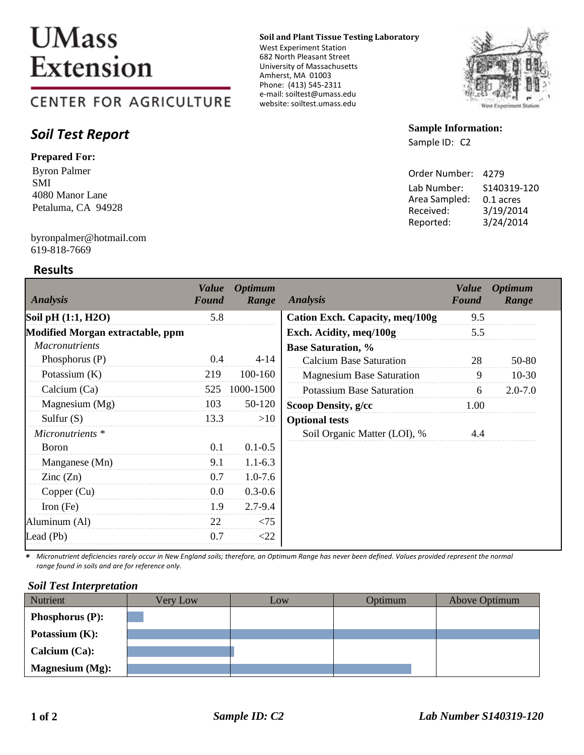# UMass Extension

## CENTER FOR AGRICULTURE

**Soil and Plant Tissue Testing Laboratory**
West Experiment Station
682 North Pleasant Street
University of Massachusetts
Amherst, MA 01003
Phone: (413) 545-2311
e-mail: soiltest@umass.edu
website: soiltest.umass.edu

## *Soil Test Report*

**Prepared For:**
Byron Palmer
SMI
4080 Manor Lane
Petaluma, CA 94928

byronpalmer@hotmail.com
619-818-7669

**Sample Information:**
Sample ID: C2

| | |
|---|---|
| Order Number: | 4279 |
| Lab Number: | S140319-120 |
| Area Sampled: | 0.1 acres |
| Received: | 3/19/2014 |
| Reported: | 3/24/2014 |

## Results

| *Analysis* | *Value Found* | *Optimum Range* |
|---|---|---|
| **Soil pH (1:1, H2O)** | 5.8 | |
| **Modified Morgan extractable, ppm** | | |
| *Macronutrients* | | |
| Phosphorus (P) | 0.4 | 4-14 |
| Potassium (K) | 219 | 100-160 |
| Calcium (Ca) | 525 | 1000-1500 |
| Magnesium (Mg) | 103 | 50-120 |
| Sulfur (S) | 13.3 | >10 |
| *Micronutrients* * | | |
| Boron | 0.1 | 0.1-0.5 |
| Manganese (Mn) | 9.1 | 1.1-6.3 |
| Zinc (Zn) | 0.7 | 1.0-7.6 |
| Copper (Cu) | 0.0 | 0.3-0.6 |
| Iron (Fe) | 1.9 | 2.7-9.4 |
| Aluminum (Al) | 22 | <75 |
| Lead (Pb) | 0.7 | <22 |

| *Analysis* | *Value Found* | *Optimum Range* |
|---|---|---|
| **Cation Exch. Capacity, meq/100g** | 9.5 | |
| **Exch. Acidity, meq/100g** | 5.5 | |
| **Base Saturation, %** | | |
| Calcium Base Saturation | 28 | 50-80 |
| Magnesium Base Saturation | 9 | 10-30 |
| Potassium Base Saturation | 6 | 2.0-7.0 |
| **Scoop Density, g/cc** | 1.00 | |
| **Optional tests** | | |
| Soil Organic Matter (LOI), % | 4.4 | |

* *Micronutrient deficiencies rarely occur in New England soils; therefore, an Optimum Range has never been defined. Values provided represent the normal range found in soils and are for reference only.*

### *Soil Test Interpretation*

| Nutrient | Very Low | Low | Optimum | Above Optimum |
|---|---|---|---|---|
| **Phosphorus (P):** | ■ | | | |
| **Potassium (K):** | ■ | ■ | ■ | ■ |
| **Calcium (Ca):** | ■ | | | |
| **Magnesium (Mg):** | ■ | ■ | ■ | |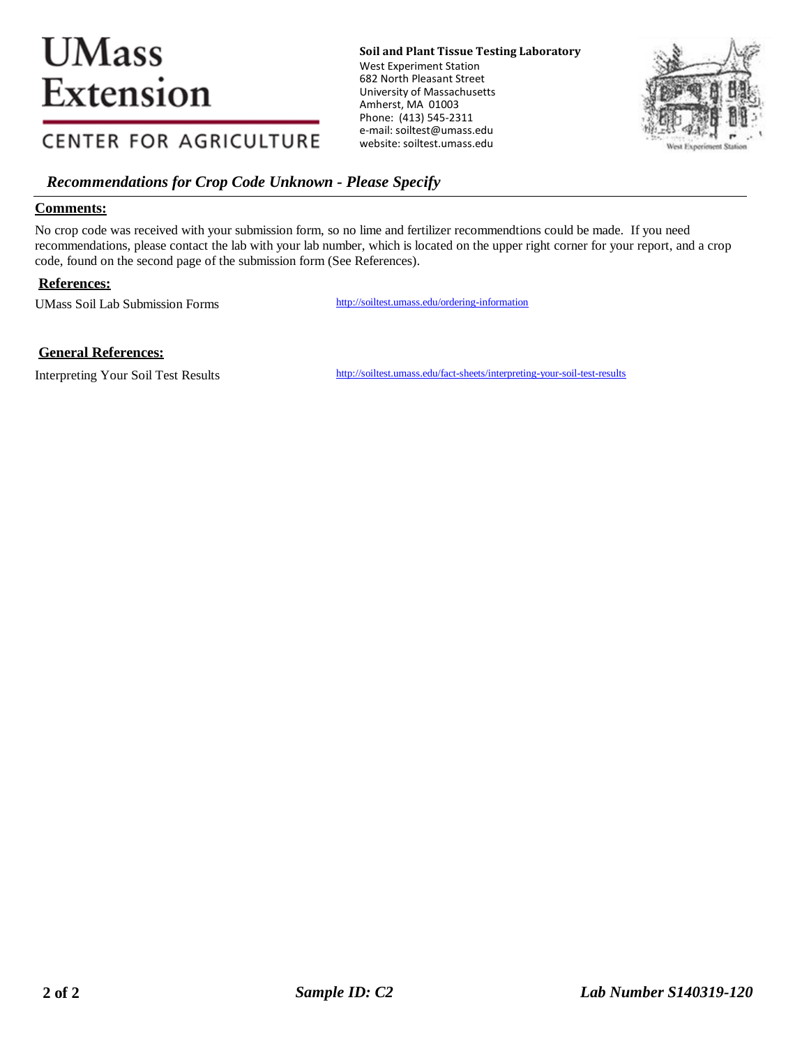# UMass Extension

CENTER FOR AGRICULTURE

**Soil and Plant Tissue Testing Laboratory**
West Experiment Station
682 North Pleasant Street
University of Massachusetts
Amherst, MA 01003
Phone: (413) 545-2311
e-mail: soiltest@umass.edu
website: soiltest.umass.edu

## *Recommendations for Crop Code Unknown - Please Specify*

**Comments:**

No crop code was received with your submission form, so no lime and fertilizer recommendtions could be made. If you need recommendations, please contact the lab with your lab number, which is located on the upper right corner for your report, and a crop code, found on the second page of the submission form (See References).

**References:**

| | |
|---|---|
| UMass Soil Lab Submission Forms | http://soiltest.umass.edu/ordering-information |

**General References:**

| | |
|---|---|
| Interpreting Your Soil Test Results | http://soiltest.umass.edu/fact-sheets/interpreting-your-soil-test-results |

*Sample ID: C2* *Lab Number S140319-120*